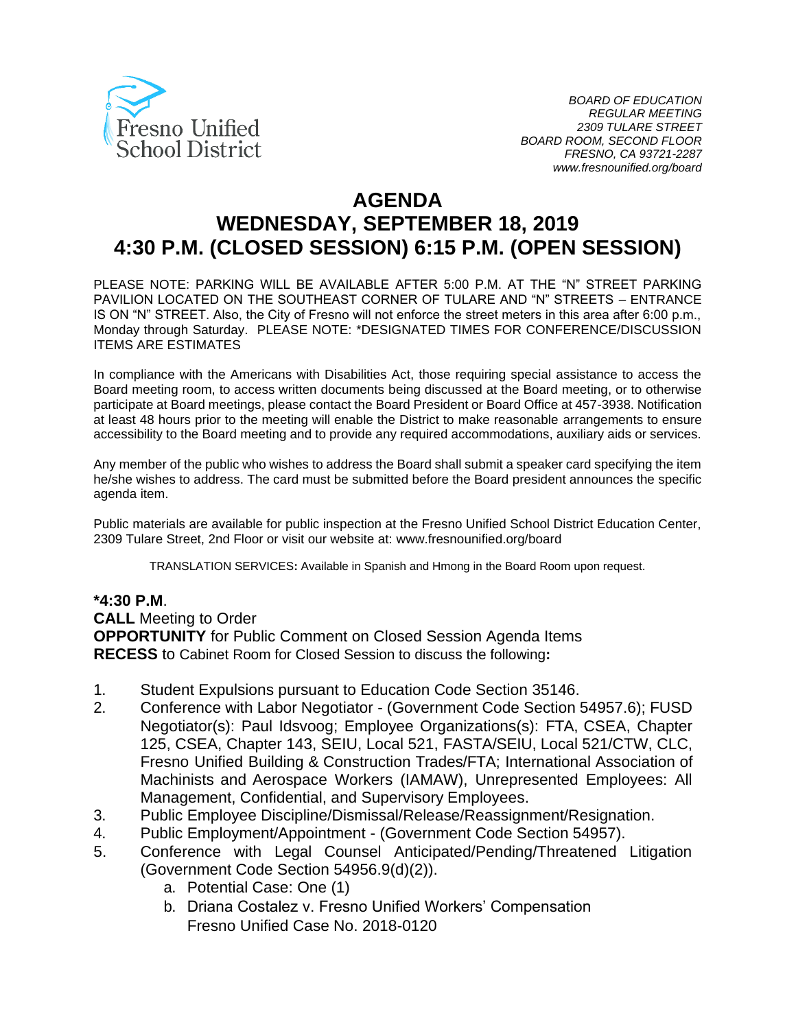Fresno Unified School District

*BOARD OF EDUCATION*
*REGULAR MEETING*
*2309 TULARE STREET*
*BOARD ROOM, SECOND FLOOR*
*FRESNO, CA 93721-2287*
*www.fresnounified.org/board*

# AGENDA
# WEDNESDAY, SEPTEMBER 18, 2019
# 4:30 P.M. (CLOSED SESSION) 6:15 P.M. (OPEN SESSION)

PLEASE NOTE: PARKING WILL BE AVAILABLE AFTER 5:00 P.M. AT THE "N" STREET PARKING PAVILION LOCATED ON THE SOUTHEAST CORNER OF TULARE AND "N" STREETS – ENTRANCE IS ON "N" STREET. Also, the City of Fresno will not enforce the street meters in this area after 6:00 p.m., Monday through Saturday. PLEASE NOTE: *DESIGNATED TIMES FOR CONFERENCE/DISCUSSION ITEMS ARE ESTIMATES

In compliance with the Americans with Disabilities Act, those requiring special assistance to access the Board meeting room, to access written documents being discussed at the Board meeting, or to otherwise participate at Board meetings, please contact the Board President or Board Office at 457-3938. Notification at least 48 hours prior to the meeting will enable the District to make reasonable arrangements to ensure accessibility to the Board meeting and to provide any required accommodations, auxiliary aids or services.

Any member of the public who wishes to address the Board shall submit a speaker card specifying the item he/she wishes to address. The card must be submitted before the Board president announces the specific agenda item.

Public materials are available for public inspection at the Fresno Unified School District Education Center, 2309 Tulare Street, 2nd Floor or visit our website at: www.fresnounified.org/board

TRANSLATION SERVICES**:** Available in Spanish and Hmong in the Board Room upon request.

**\*4:30 P.M**.
**CALL** Meeting to Order
**OPPORTUNITY** for Public Comment on Closed Session Agenda Items
**RECESS** to Cabinet Room for Closed Session to discuss the following**:**

1. Student Expulsions pursuant to Education Code Section 35146.
2. Conference with Labor Negotiator - (Government Code Section 54957.6); FUSD Negotiator(s): Paul Idsvoog; Employee Organizations(s): FTA, CSEA, Chapter 125, CSEA, Chapter 143, SEIU, Local 521, FASTA/SEIU, Local 521/CTW, CLC, Fresno Unified Building & Construction Trades/FTA; International Association of Machinists and Aerospace Workers (IAMAW), Unrepresented Employees: All Management, Confidential, and Supervisory Employees.
3. Public Employee Discipline/Dismissal/Release/Reassignment/Resignation.
4. Public Employment/Appointment - (Government Code Section 54957).
5. Conference with Legal Counsel Anticipated/Pending/Threatened Litigation (Government Code Section 54956.9(d)(2)).
   a. Potential Case: One (1)
   b. Driana Costalez v. Fresno Unified Workers' Compensation Fresno Unified Case No. 2018-0120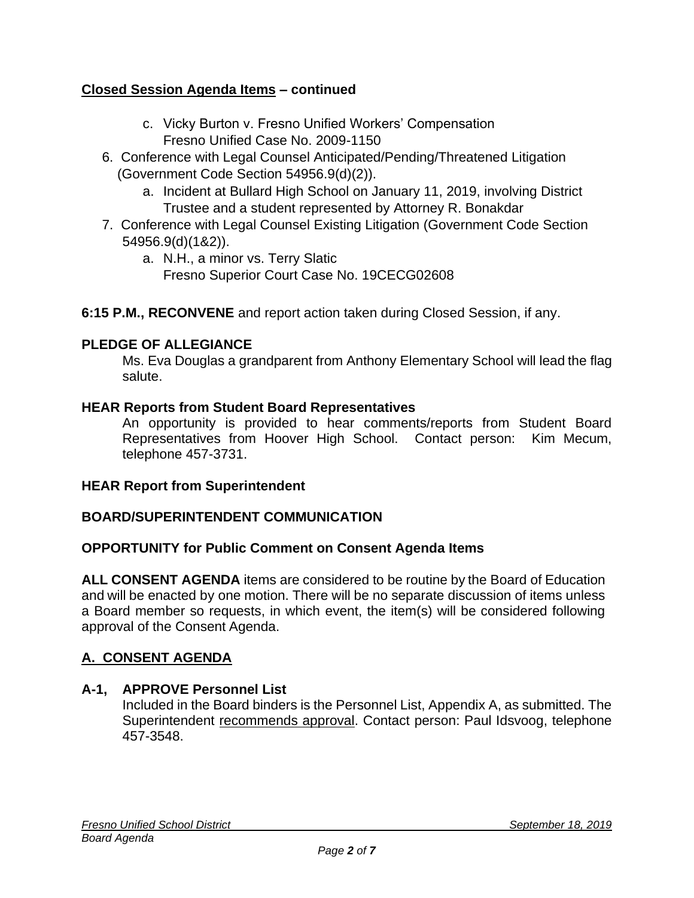**Closed Session Agenda Items – continued**

   c. Vicky Burton v. Fresno Unified Workers' Compensation
      Fresno Unified Case No. 2009-1150

6. Conference with Legal Counsel Anticipated/Pending/Threatened Litigation (Government Code Section 54956.9(d)(2)).
   a. Incident at Bullard High School on January 11, 2019, involving District Trustee and a student represented by Attorney R. Bonakdar
7. Conference with Legal Counsel Existing Litigation (Government Code Section 54956.9(d)(1&2)).
   a. N.H., a minor vs. Terry Slatic
      Fresno Superior Court Case No. 19CECG02608

**6:15 P.M., RECONVENE** and report action taken during Closed Session, if any.

**PLEDGE OF ALLEGIANCE**

Ms. Eva Douglas a grandparent from Anthony Elementary School will lead the flag salute.

**HEAR Reports from Student Board Representatives**

An opportunity is provided to hear comments/reports from Student Board Representatives from Hoover High School. Contact person: Kim Mecum, telephone 457-3731.

**HEAR Report from Superintendent**

**BOARD/SUPERINTENDENT COMMUNICATION**

**OPPORTUNITY for Public Comment on Consent Agenda Items**

**ALL CONSENT AGENDA** items are considered to be routine by the Board of Education and will be enacted by one motion. There will be no separate discussion of items unless a Board member so requests, in which event, the item(s) will be considered following approval of the Consent Agenda.

## A. CONSENT AGENDA

**A-1, APPROVE Personnel List**

Included in the Board binders is the Personnel List, Appendix A, as submitted. The Superintendent recommends approval. Contact person: Paul Idsvoog, telephone 457-3548.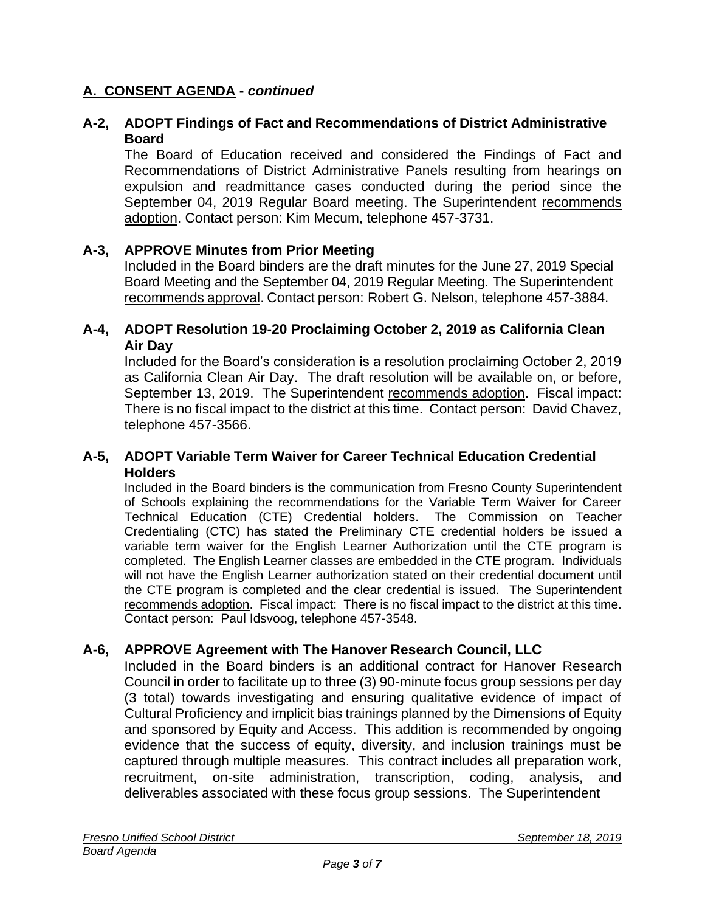## A. CONSENT AGENDA - *continued*

### A-2, ADOPT Findings of Fact and Recommendations of District Administrative Board

The Board of Education received and considered the Findings of Fact and Recommendations of District Administrative Panels resulting from hearings on expulsion and readmittance cases conducted during the period since the September 04, 2019 Regular Board meeting. The Superintendent recommends adoption. Contact person: Kim Mecum, telephone 457-3731.

### A-3, APPROVE Minutes from Prior Meeting

Included in the Board binders are the draft minutes for the June 27, 2019 Special Board Meeting and the September 04, 2019 Regular Meeting. The Superintendent recommends approval. Contact person: Robert G. Nelson, telephone 457-3884.

### A-4, ADOPT Resolution 19-20 Proclaiming October 2, 2019 as California Clean Air Day

Included for the Board's consideration is a resolution proclaiming October 2, 2019 as California Clean Air Day. The draft resolution will be available on, or before, September 13, 2019. The Superintendent recommends adoption. Fiscal impact: There is no fiscal impact to the district at this time. Contact person: David Chavez, telephone 457-3566.

### A-5, ADOPT Variable Term Waiver for Career Technical Education Credential Holders

Included in the Board binders is the communication from Fresno County Superintendent of Schools explaining the recommendations for the Variable Term Waiver for Career Technical Education (CTE) Credential holders. The Commission on Teacher Credentialing (CTC) has stated the Preliminary CTE credential holders be issued a variable term waiver for the English Learner Authorization until the CTE program is completed. The English Learner classes are embedded in the CTE program. Individuals will not have the English Learner authorization stated on their credential document until the CTE program is completed and the clear credential is issued. The Superintendent recommends adoption. Fiscal impact: There is no fiscal impact to the district at this time. Contact person: Paul Idsvoog, telephone 457-3548.

### A-6, APPROVE Agreement with The Hanover Research Council, LLC

Included in the Board binders is an additional contract for Hanover Research Council in order to facilitate up to three (3) 90-minute focus group sessions per day (3 total) towards investigating and ensuring qualitative evidence of impact of Cultural Proficiency and implicit bias trainings planned by the Dimensions of Equity and sponsored by Equity and Access. This addition is recommended by ongoing evidence that the success of equity, diversity, and inclusion trainings must be captured through multiple measures. This contract includes all preparation work, recruitment, on-site administration, transcription, coding, analysis, and deliverables associated with these focus group sessions. The Superintendent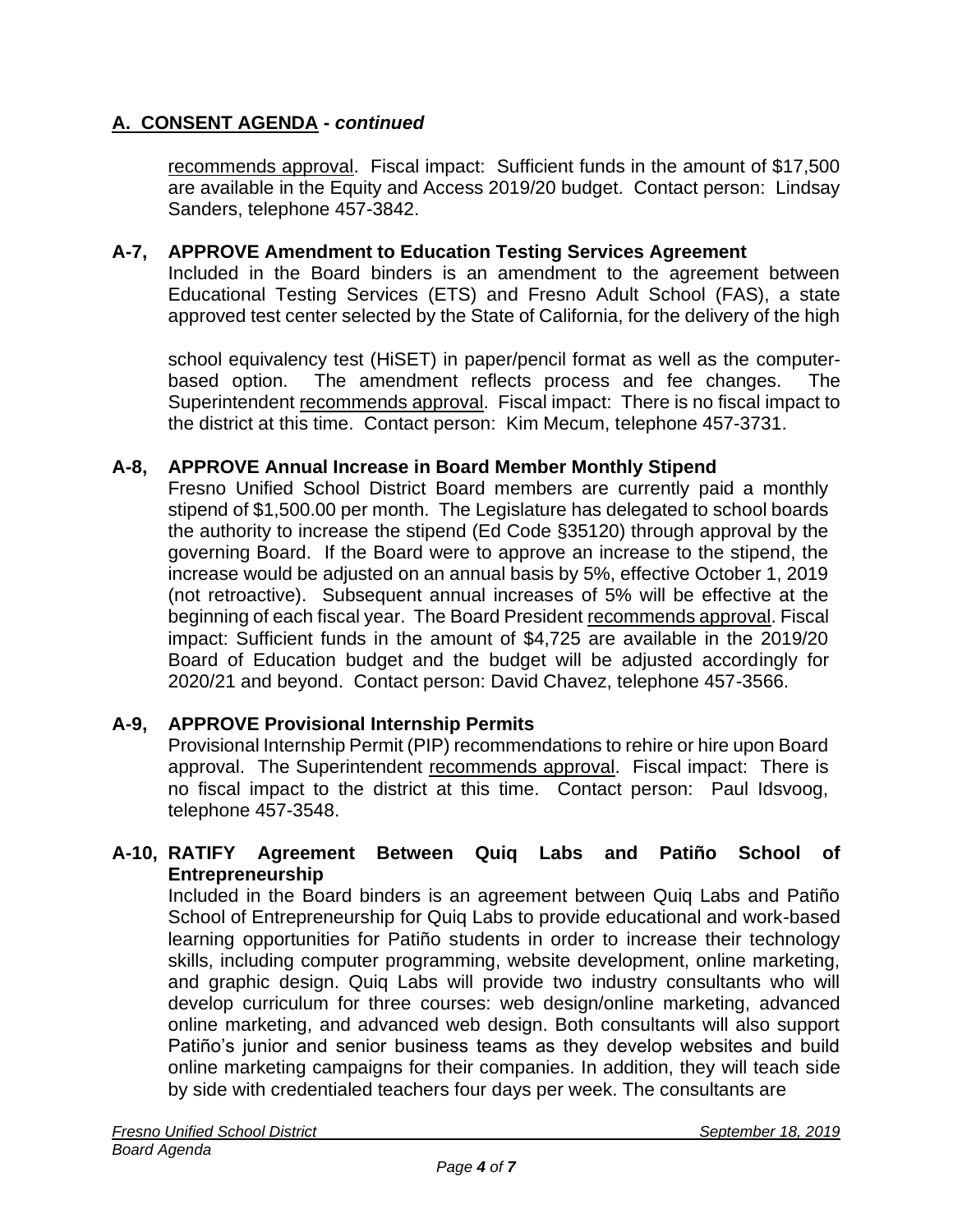## A. CONSENT AGENDA - *continued*

recommends approval. Fiscal impact: Sufficient funds in the amount of $17,500 are available in the Equity and Access 2019/20 budget. Contact person: Lindsay Sanders, telephone 457-3842.

### A-7, APPROVE Amendment to Education Testing Services Agreement

Included in the Board binders is an amendment to the agreement between Educational Testing Services (ETS) and Fresno Adult School (FAS), a state approved test center selected by the State of California, for the delivery of the high

school equivalency test (HiSET) in paper/pencil format as well as the computer-based option. The amendment reflects process and fee changes. The Superintendent recommends approval. Fiscal impact: There is no fiscal impact to the district at this time. Contact person: Kim Mecum, telephone 457-3731.

### A-8, APPROVE Annual Increase in Board Member Monthly Stipend

Fresno Unified School District Board members are currently paid a monthly stipend of $1,500.00 per month. The Legislature has delegated to school boards the authority to increase the stipend (Ed Code §35120) through approval by the governing Board. If the Board were to approve an increase to the stipend, the increase would be adjusted on an annual basis by 5%, effective October 1, 2019 (not retroactive). Subsequent annual increases of 5% will be effective at the beginning of each fiscal year. The Board President recommends approval. Fiscal impact: Sufficient funds in the amount of $4,725 are available in the 2019/20 Board of Education budget and the budget will be adjusted accordingly for 2020/21 and beyond. Contact person: David Chavez, telephone 457-3566.

### A-9, APPROVE Provisional Internship Permits

Provisional Internship Permit (PIP) recommendations to rehire or hire upon Board approval. The Superintendent recommends approval. Fiscal impact: There is no fiscal impact to the district at this time. Contact person: Paul Idsvoog, telephone 457-3548.

### A-10, RATIFY Agreement Between Quiq Labs and Patiño School of Entrepreneurship

Included in the Board binders is an agreement between Quiq Labs and Patiño School of Entrepreneurship for Quiq Labs to provide educational and work-based learning opportunities for Patiño students in order to increase their technology skills, including computer programming, website development, online marketing, and graphic design. Quiq Labs will provide two industry consultants who will develop curriculum for three courses: web design/online marketing, advanced online marketing, and advanced web design. Both consultants will also support Patiño's junior and senior business teams as they develop websites and build online marketing campaigns for their companies. In addition, they will teach side by side with credentialed teachers four days per week. The consultants are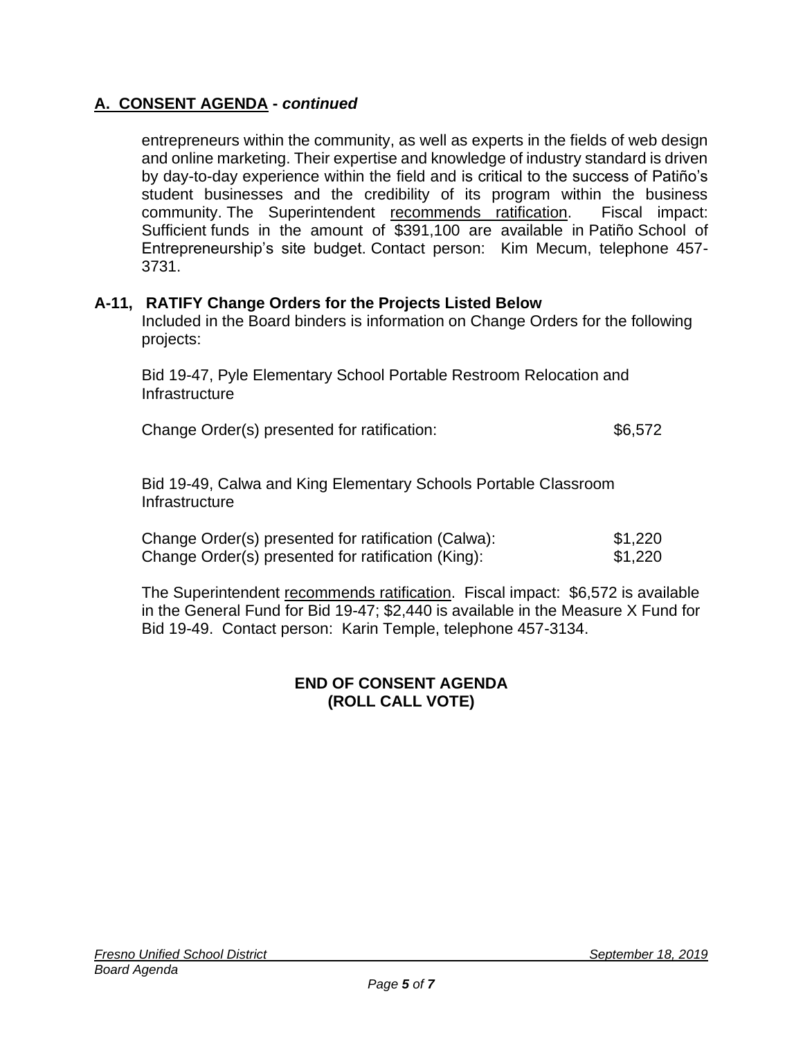## A. CONSENT AGENDA - *continued*

entrepreneurs within the community, as well as experts in the fields of web design and online marketing. Their expertise and knowledge of industry standard is driven by day-to-day experience within the field and is critical to the success of Patiño's student businesses and the credibility of its program within the business community. The Superintendent recommends ratification. Fiscal impact: Sufficient funds in the amount of $391,100 are available in Patiño School of Entrepreneurship's site budget. Contact person: Kim Mecum, telephone 457-3731.

### A-11, RATIFY Change Orders for the Projects Listed Below

Included in the Board binders is information on Change Orders for the following projects:

Bid 19-47, Pyle Elementary School Portable Restroom Relocation and Infrastructure

| | |
|---|---|
| Change Order(s) presented for ratification: | $6,572 |

Bid 19-49, Calwa and King Elementary Schools Portable Classroom Infrastructure

| | |
|---|---|
| Change Order(s) presented for ratification (Calwa): | $1,220 |
| Change Order(s) presented for ratification (King): | $1,220 |

The Superintendent recommends ratification. Fiscal impact: $6,572 is available in the General Fund for Bid 19-47; $2,440 is available in the Measure X Fund for Bid 19-49. Contact person: Karin Temple, telephone 457-3134.

**END OF CONSENT AGENDA**
**(ROLL CALL VOTE)**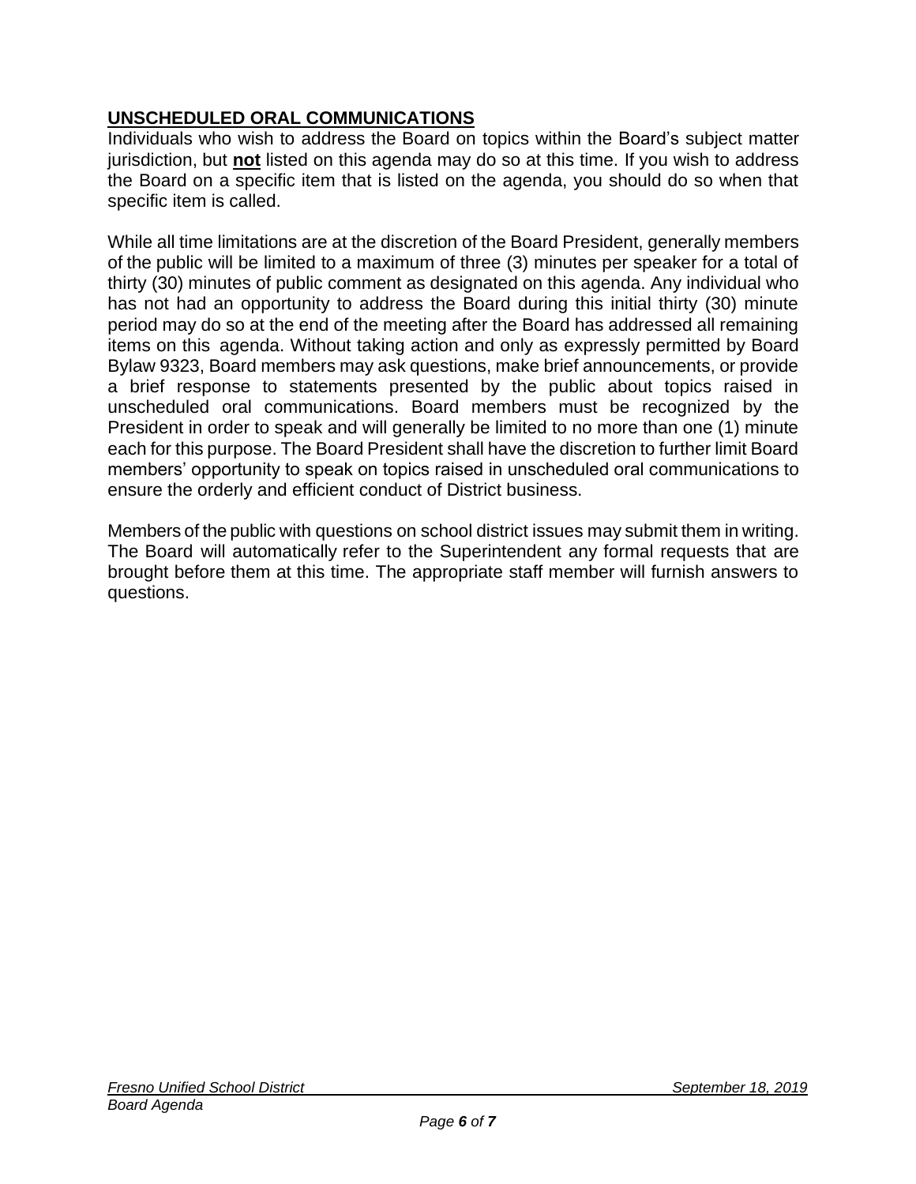## UNSCHEDULED ORAL COMMUNICATIONS

Individuals who wish to address the Board on topics within the Board's subject matter jurisdiction, but **not** listed on this agenda may do so at this time. If you wish to address the Board on a specific item that is listed on the agenda, you should do so when that specific item is called.

While all time limitations are at the discretion of the Board President, generally members of the public will be limited to a maximum of three (3) minutes per speaker for a total of thirty (30) minutes of public comment as designated on this agenda. Any individual who has not had an opportunity to address the Board during this initial thirty (30) minute period may do so at the end of the meeting after the Board has addressed all remaining items on this agenda. Without taking action and only as expressly permitted by Board Bylaw 9323, Board members may ask questions, make brief announcements, or provide a brief response to statements presented by the public about topics raised in unscheduled oral communications. Board members must be recognized by the President in order to speak and will generally be limited to no more than one (1) minute each for this purpose. The Board President shall have the discretion to further limit Board members' opportunity to speak on topics raised in unscheduled oral communications to ensure the orderly and efficient conduct of District business.

Members of the public with questions on school district issues may submit them in writing. The Board will automatically refer to the Superintendent any formal requests that are brought before them at this time. The appropriate staff member will furnish answers to questions.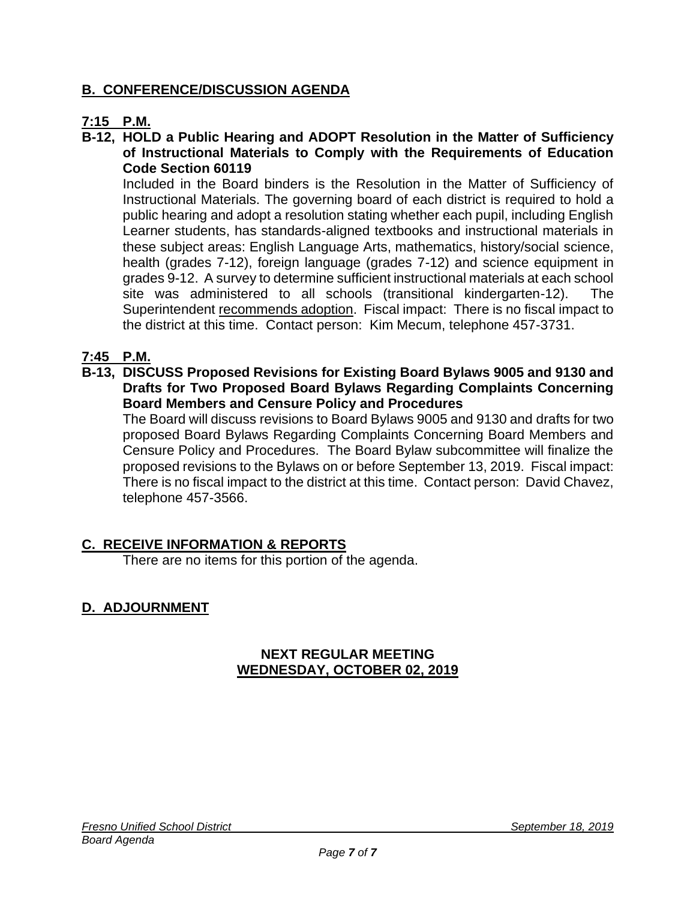## B. CONFERENCE/DISCUSSION AGENDA

**7:15 P.M.**

**B-12, HOLD a Public Hearing and ADOPT Resolution in the Matter of Sufficiency of Instructional Materials to Comply with the Requirements of Education Code Section 60119**

Included in the Board binders is the Resolution in the Matter of Sufficiency of Instructional Materials. The governing board of each district is required to hold a public hearing and adopt a resolution stating whether each pupil, including English Learner students, has standards-aligned textbooks and instructional materials in these subject areas: English Language Arts, mathematics, history/social science, health (grades 7-12), foreign language (grades 7-12) and science equipment in grades 9-12. A survey to determine sufficient instructional materials at each school site was administered to all schools (transitional kindergarten-12). The Superintendent recommends adoption. Fiscal impact: There is no fiscal impact to the district at this time. Contact person: Kim Mecum, telephone 457-3731.

**7:45 P.M.**

**B-13, DISCUSS Proposed Revisions for Existing Board Bylaws 9005 and 9130 and Drafts for Two Proposed Board Bylaws Regarding Complaints Concerning Board Members and Censure Policy and Procedures**

The Board will discuss revisions to Board Bylaws 9005 and 9130 and drafts for two proposed Board Bylaws Regarding Complaints Concerning Board Members and Censure Policy and Procedures. The Board Bylaw subcommittee will finalize the proposed revisions to the Bylaws on or before September 13, 2019. Fiscal impact: There is no fiscal impact to the district at this time. Contact person: David Chavez, telephone 457-3566.

## C. RECEIVE INFORMATION & REPORTS

There are no items for this portion of the agenda.

## D. ADJOURNMENT

**NEXT REGULAR MEETING**
**WEDNESDAY, OCTOBER 02, 2019**